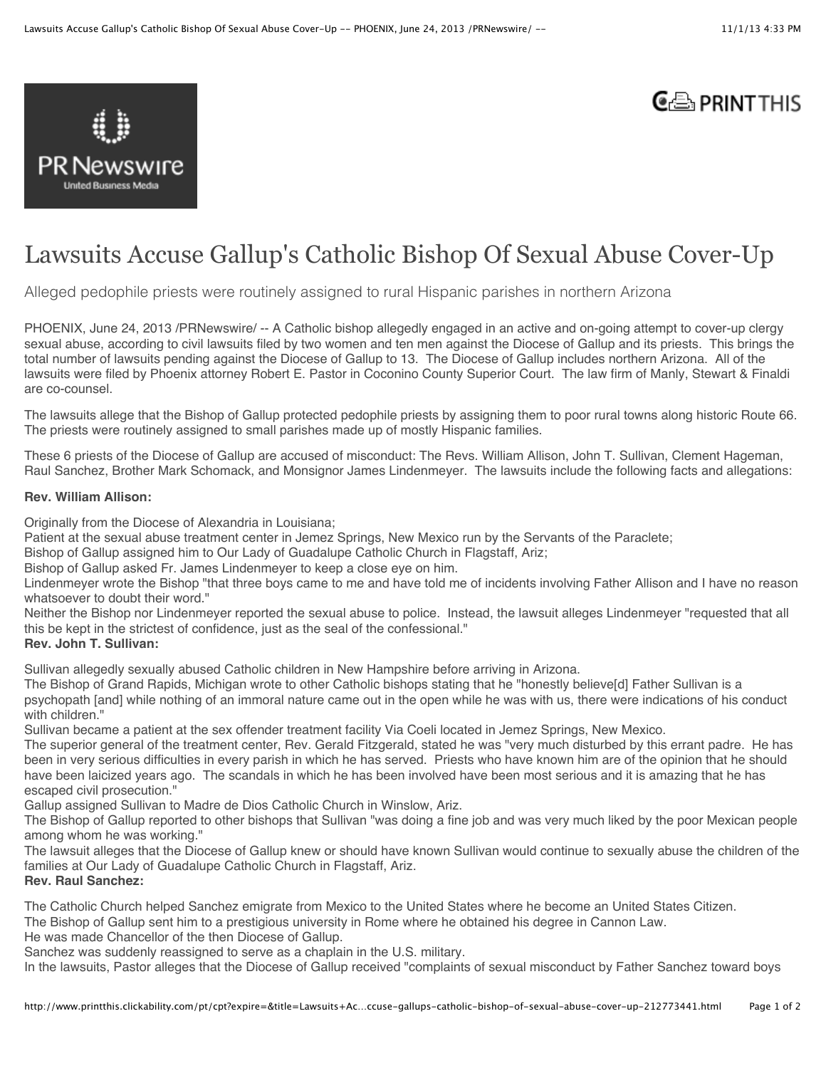# Lawsuits Accuse Gallup's Catholic Bishop Of Sexual Abuse Cover-Up

Alleged pedophile priests were routinely assigned to rural Hispanic parishes in northern Arizona

PHOENIX, June 24, 2013 /PRNewswire/ -- A Catholic bishop allegedly engaged in an active and on-going attempt to cover-up clergy sexual abuse, according to civil lawsuits filed by two women and ten men against the Diocese of Gallup and its priests. This brings the total number of lawsuits pending against the Diocese of Gallup to 13. The Diocese of Gallup includes northern Arizona. All of the lawsuits were filed by Phoenix attorney Robert E. Pastor in Coconino County Superior Court. The law firm of Manly, Stewart & Finaldi are co-counsel.

The lawsuits allege that the Bishop of Gallup protected pedophile priests by assigning them to poor rural towns along historic Route 66. The priests were routinely assigned to small parishes made up of mostly Hispanic families.

These 6 priests of the Diocese of Gallup are accused of misconduct: The Revs. William Allison, John T. Sullivan, Clement Hageman, Raul Sanchez, Brother Mark Schomack, and Monsignor James Lindenmeyer. The lawsuits include the following facts and allegations:

**Rev. William Allison:**

Originally from the Diocese of Alexandria in Louisiana;
Patient at the sexual abuse treatment center in Jemez Springs, New Mexico run by the Servants of the Paraclete;
Bishop of Gallup assigned him to Our Lady of Guadalupe Catholic Church in Flagstaff, Ariz;
Bishop of Gallup asked Fr. James Lindenmeyer to keep a close eye on him.
Lindenmeyer wrote the Bishop "that three boys came to me and have told me of incidents involving Father Allison and I have no reason whatsoever to doubt their word."
Neither the Bishop nor Lindenmeyer reported the sexual abuse to police. Instead, the lawsuit alleges Lindenmeyer "requested that all this be kept in the strictest of confidence, just as the seal of the confessional."

**Rev. John T. Sullivan:**

Sullivan allegedly sexually abused Catholic children in New Hampshire before arriving in Arizona.
The Bishop of Grand Rapids, Michigan wrote to other Catholic bishops stating that he "honestly believe[d] Father Sullivan is a psychopath [and] while nothing of an immoral nature came out in the open while he was with us, there were indications of his conduct with children."
Sullivan became a patient at the sex offender treatment facility Via Coeli located in Jemez Springs, New Mexico.
The superior general of the treatment center, Rev. Gerald Fitzgerald, stated he was "very much disturbed by this errant padre. He has been in very serious difficulties in every parish in which he has served. Priests who have known him are of the opinion that he should have been laicized years ago. The scandals in which he has been involved have been most serious and it is amazing that he has escaped civil prosecution."
Gallup assigned Sullivan to Madre de Dios Catholic Church in Winslow, Ariz.
The Bishop of Gallup reported to other bishops that Sullivan "was doing a fine job and was very much liked by the poor Mexican people among whom he was working."
The lawsuit alleges that the Diocese of Gallup knew or should have known Sullivan would continue to sexually abuse the children of the families at Our Lady of Guadalupe Catholic Church in Flagstaff, Ariz.

**Rev. Raul Sanchez:**

The Catholic Church helped Sanchez emigrate from Mexico to the United States where he become an United States Citizen.
The Bishop of Gallup sent him to a prestigious university in Rome where he obtained his degree in Cannon Law.
He was made Chancellor of the then Diocese of Gallup.
Sanchez was suddenly reassigned to serve as a chaplain in the U.S. military.
In the lawsuits, Pastor alleges that the Diocese of Gallup received "complaints of sexual misconduct by Father Sanchez toward boys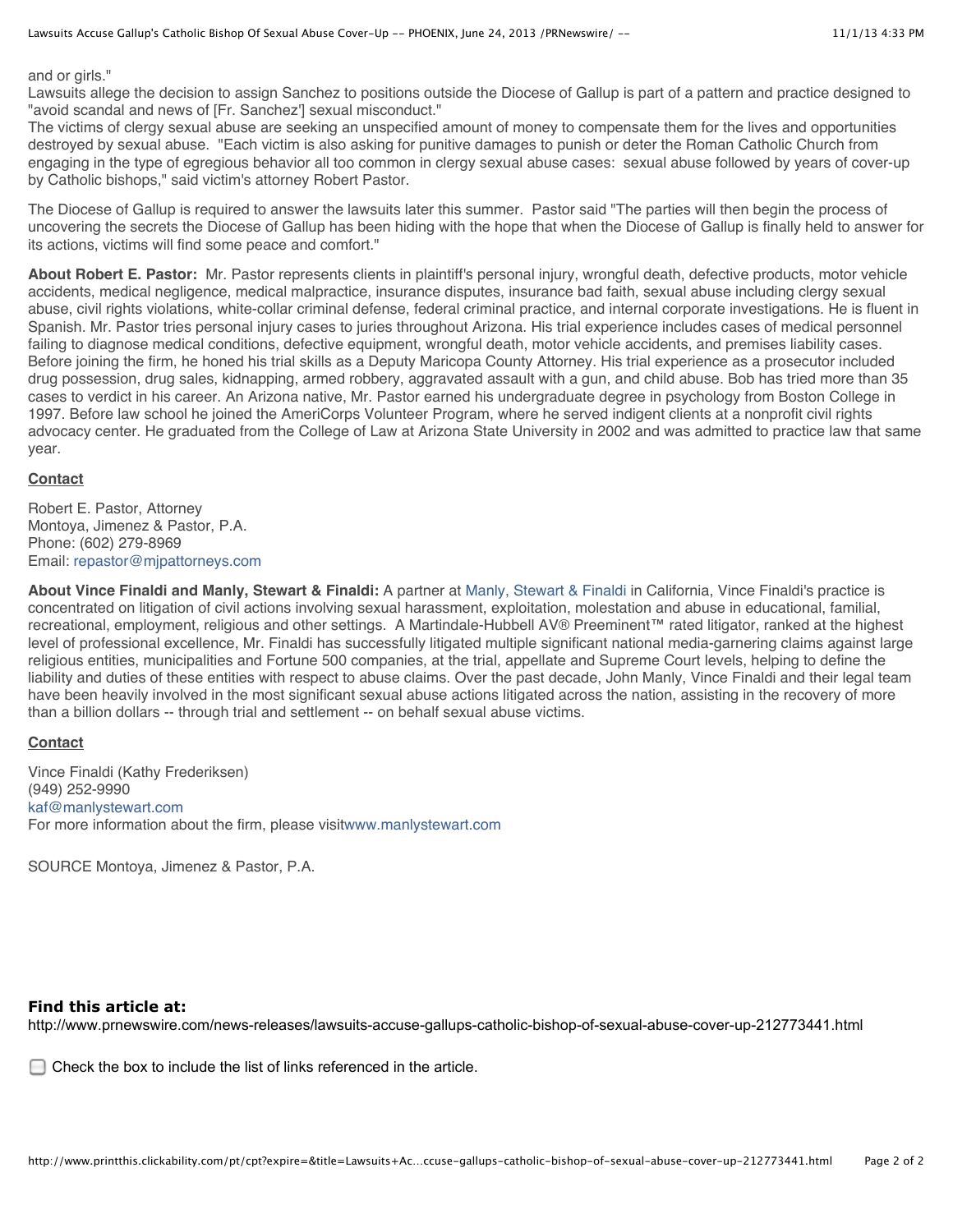and or girls."
Lawsuits allege the decision to assign Sanchez to positions outside the Diocese of Gallup is part of a pattern and practice designed to "avoid scandal and news of [Fr. Sanchez'] sexual misconduct."
The victims of clergy sexual abuse are seeking an unspecified amount of money to compensate them for the lives and opportunities destroyed by sexual abuse. "Each victim is also asking for punitive damages to punish or deter the Roman Catholic Church from engaging in the type of egregious behavior all too common in clergy sexual abuse cases: sexual abuse followed by years of cover-up by Catholic bishops," said victim's attorney Robert Pastor.

The Diocese of Gallup is required to answer the lawsuits later this summer. Pastor said "The parties will then begin the process of uncovering the secrets the Diocese of Gallup has been hiding with the hope that when the Diocese of Gallup is finally held to answer for its actions, victims will find some peace and comfort."

**About Robert E. Pastor:** Mr. Pastor represents clients in plaintiff's personal injury, wrongful death, defective products, motor vehicle accidents, medical negligence, medical malpractice, insurance disputes, insurance bad faith, sexual abuse including clergy sexual abuse, civil rights violations, white-collar criminal defense, federal criminal practice, and internal corporate investigations. He is fluent in Spanish. Mr. Pastor tries personal injury cases to juries throughout Arizona. His trial experience includes cases of medical personnel failing to diagnose medical conditions, defective equipment, wrongful death, motor vehicle accidents, and premises liability cases. Before joining the firm, he honed his trial skills as a Deputy Maricopa County Attorney. His trial experience as a prosecutor included drug possession, drug sales, kidnapping, armed robbery, aggravated assault with a gun, and child abuse. Bob has tried more than 35 cases to verdict in his career. An Arizona native, Mr. Pastor earned his undergraduate degree in psychology from Boston College in 1997. Before law school he joined the AmeriCorps Volunteer Program, where he served indigent clients at a nonprofit civil rights advocacy center. He graduated from the College of Law at Arizona State University in 2002 and was admitted to practice law that same year.

**Contact**

Robert E. Pastor, Attorney
Montoya, Jimenez & Pastor, P.A.
Phone: (602) 279-8969
Email: repastor@mjpattorneys.com

**About Vince Finaldi and Manly, Stewart & Finaldi:** A partner at Manly, Stewart & Finaldi in California, Vince Finaldi's practice is concentrated on litigation of civil actions involving sexual harassment, exploitation, molestation and abuse in educational, familial, recreational, employment, religious and other settings. A Martindale-Hubbell AV® Preeminent™ rated litigator, ranked at the highest level of professional excellence, Mr. Finaldi has successfully litigated multiple significant national media-garnering claims against large religious entities, municipalities and Fortune 500 companies, at the trial, appellate and Supreme Court levels, helping to define the liability and duties of these entities with respect to abuse claims. Over the past decade, John Manly, Vince Finaldi and their legal team have been heavily involved in the most significant sexual abuse actions litigated across the nation, assisting in the recovery of more than a billion dollars -- through trial and settlement -- on behalf sexual abuse victims.

**Contact**

Vince Finaldi (Kathy Frederiksen)
(949) 252-9990
kaf@manlystewart.com
For more information about the firm, please visitwww.manlystewart.com

SOURCE Montoya, Jimenez & Pastor, P.A.

**Find this article at:**
http://www.prnewswire.com/news-releases/lawsuits-accuse-gallups-catholic-bishop-of-sexual-abuse-cover-up-212773441.html

☐ Check the box to include the list of links referenced in the article.